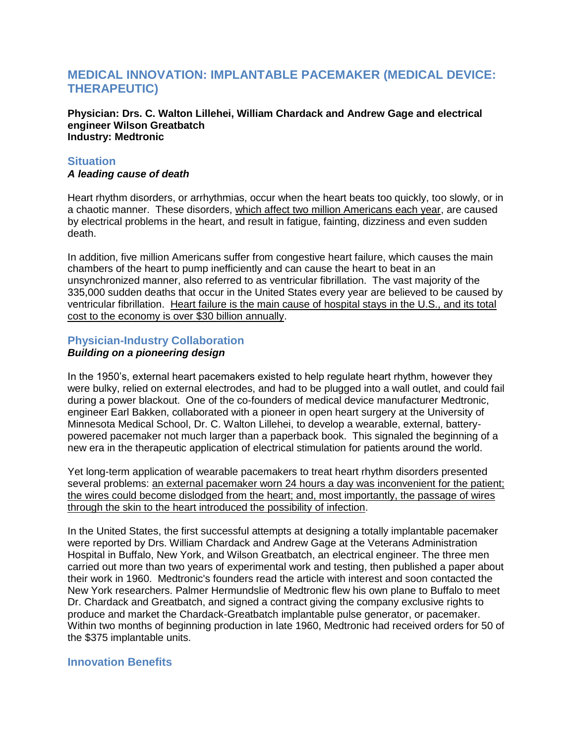# MEDICAL INNOVATION: IMPLANTABLE PACEMAKER (MEDICAL DEVICE: THERAPEUTIC)

**Physician: Drs. C. Walton Lillehei, William Chardack and Andrew Gage and electrical engineer Wilson Greatbatch**
**Industry: Medtronic**

## Situation

***A leading cause of death***

Heart rhythm disorders, or arrhythmias, occur when the heart beats too quickly, too slowly, or in a chaotic manner. These disorders, <u>which affect two million Americans each year</u>, are caused by electrical problems in the heart, and result in fatigue, fainting, dizziness and even sudden death.

In addition, five million Americans suffer from congestive heart failure, which causes the main chambers of the heart to pump inefficiently and can cause the heart to beat in an unsynchronized manner, also referred to as ventricular fibrillation. The vast majority of the 335,000 sudden deaths that occur in the United States every year are believed to be caused by ventricular fibrillation. <u>Heart failure is the main cause of hospital stays in the U.S., and its total cost to the economy is over $30 billion annually</u>.

## Physician-Industry Collaboration

***Building on a pioneering design***

In the 1950's, external heart pacemakers existed to help regulate heart rhythm, however they were bulky, relied on external electrodes, and had to be plugged into a wall outlet, and could fail during a power blackout. One of the co-founders of medical device manufacturer Medtronic, engineer Earl Bakken, collaborated with a pioneer in open heart surgery at the University of Minnesota Medical School, Dr. C. Walton Lillehei, to develop a wearable, external, battery-powered pacemaker not much larger than a paperback book. This signaled the beginning of a new era in the therapeutic application of electrical stimulation for patients around the world.

Yet long-term application of wearable pacemakers to treat heart rhythm disorders presented several problems: <u>an external pacemaker worn 24 hours a day was inconvenient for the patient; the wires could become dislodged from the heart; and, most importantly, the passage of wires through the skin to the heart introduced the possibility of infection</u>.

In the United States, the first successful attempts at designing a totally implantable pacemaker were reported by Drs. William Chardack and Andrew Gage at the Veterans Administration Hospital in Buffalo, New York, and Wilson Greatbatch, an electrical engineer. The three men carried out more than two years of experimental work and testing, then published a paper about their work in 1960. Medtronic's founders read the article with interest and soon contacted the New York researchers. Palmer Hermundslie of Medtronic flew his own plane to Buffalo to meet Dr. Chardack and Greatbatch, and signed a contract giving the company exclusive rights to produce and market the Chardack-Greatbatch implantable pulse generator, or pacemaker. Within two months of beginning production in late 1960, Medtronic had received orders for 50 of the $375 implantable units.

## Innovation Benefits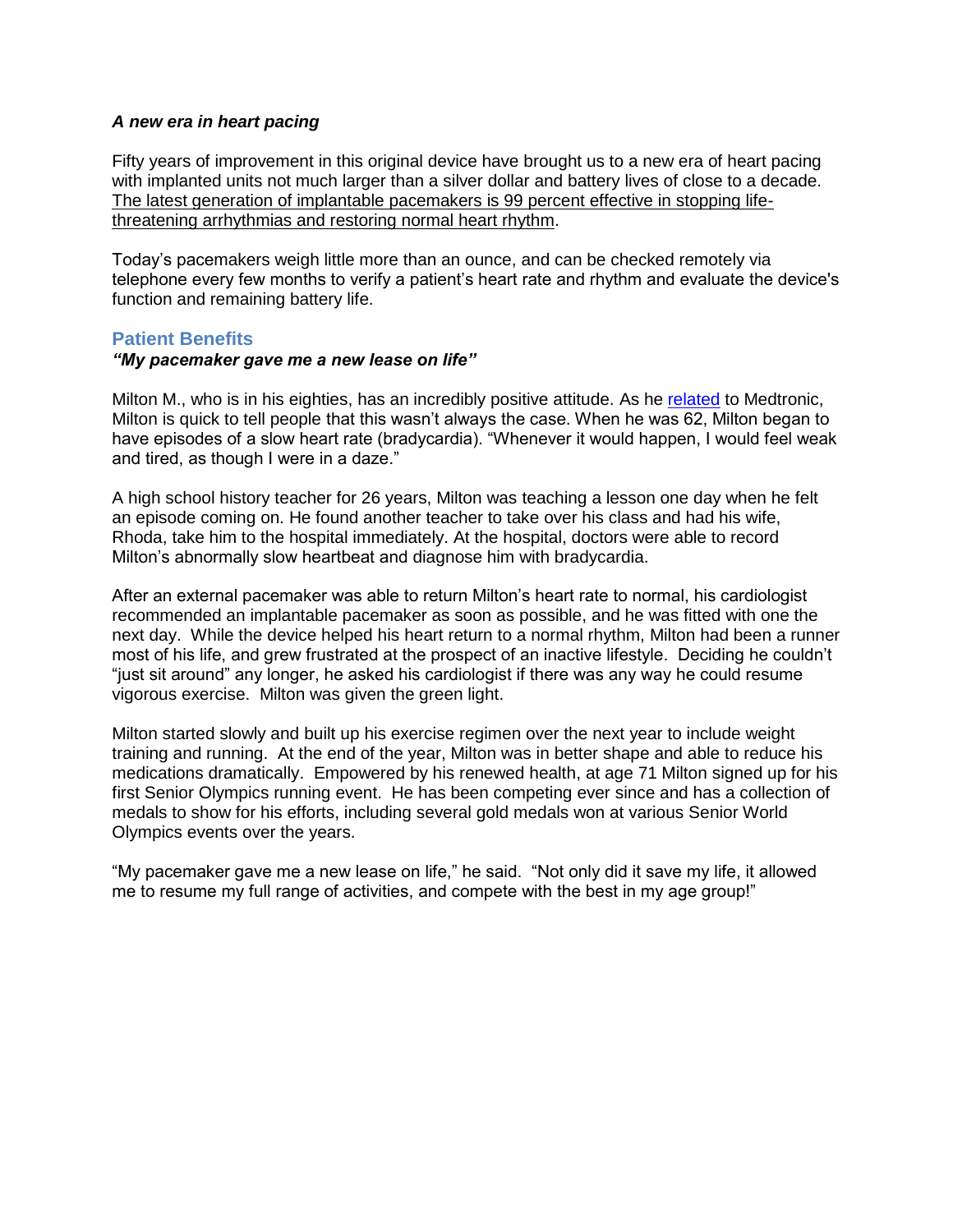***A new era in heart pacing***

Fifty years of improvement in this original device have brought us to a new era of heart pacing with implanted units not much larger than a silver dollar and battery lives of close to a decade. The latest generation of implantable pacemakers is 99 percent effective in stopping life-threatening arrhythmias and restoring normal heart rhythm.

Today's pacemakers weigh little more than an ounce, and can be checked remotely via telephone every few months to verify a patient's heart rate and rhythm and evaluate the device's function and remaining battery life.

## Patient Benefits

***"My pacemaker gave me a new lease on life"***

Milton M., who is in his eighties, has an incredibly positive attitude. As he related to Medtronic, Milton is quick to tell people that this wasn't always the case. When he was 62, Milton began to have episodes of a slow heart rate (bradycardia). "Whenever it would happen, I would feel weak and tired, as though I were in a daze."

A high school history teacher for 26 years, Milton was teaching a lesson one day when he felt an episode coming on. He found another teacher to take over his class and had his wife, Rhoda, take him to the hospital immediately. At the hospital, doctors were able to record Milton's abnormally slow heartbeat and diagnose him with bradycardia.

After an external pacemaker was able to return Milton's heart rate to normal, his cardiologist recommended an implantable pacemaker as soon as possible, and he was fitted with one the next day. While the device helped his heart return to a normal rhythm, Milton had been a runner most of his life, and grew frustrated at the prospect of an inactive lifestyle. Deciding he couldn't "just sit around" any longer, he asked his cardiologist if there was any way he could resume vigorous exercise. Milton was given the green light.

Milton started slowly and built up his exercise regimen over the next year to include weight training and running. At the end of the year, Milton was in better shape and able to reduce his medications dramatically. Empowered by his renewed health, at age 71 Milton signed up for his first Senior Olympics running event. He has been competing ever since and has a collection of medals to show for his efforts, including several gold medals won at various Senior World Olympics events over the years.

"My pacemaker gave me a new lease on life," he said. "Not only did it save my life, it allowed me to resume my full range of activities, and compete with the best in my age group!"